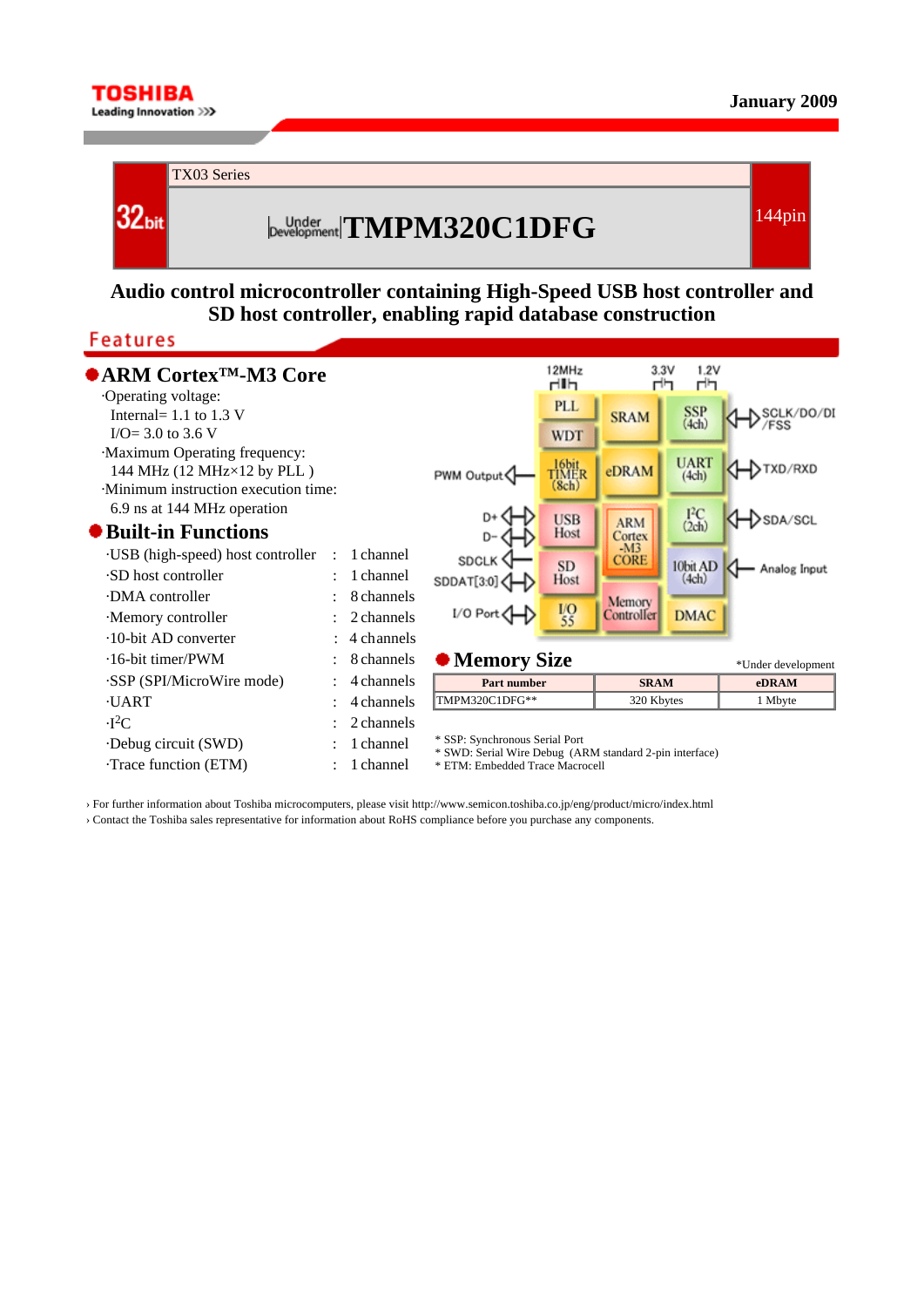TOSHIBA
Leading Innovation >>>

January 2009

TX03 Series

32bit

Under Development **TMPM320C1DFG**

144pin

# Audio control microcontroller containing High-Speed USB host controller and SD host controller, enabling rapid database construction

## Features

### ● ARM Cortex™-M3 Core

·Operating voltage:
  Internal= 1.1 to 1.3 V
  I/O= 3.0 to 3.6 V
·Maximum Operating frequency:
  144 MHz (12 MHz×12 by PLL )
·Minimum instruction execution time:
  6.9 ns at 144 MHz operation

### ● Built-in Functions

| | | |
|---|---|---|
| ·USB (high-speed) host controller | : | 1 channel |
| ·SD host controller | : | 1 channel |
| ·DMA controller | : | 8 channels |
| ·Memory controller | : | 2 channels |
| ·10-bit AD converter | : | 4 channels |
| ·16-bit timer/PWM | : | 8 channels |
| ·SSP (SPI/MicroWire mode) | : | 4 channels |
| ·UART | : | 4 channels |
| ·$I^2C$ | : | 2 channels |
| ·Debug circuit (SWD) | : | 1 channel |
| ·Trace function (ETM) | : | 1 channel |

12MHz 3.3V 1.2V
PLL, WDT, SRAM, SSP (4ch), 16bit TIMER (8ch), eDRAM, UART (4ch), USB Host, ARM Cortex-M3 CORE, $I^2C$ (2ch), SD Host, 10bit AD (4ch), I/O 55, Memory Controller, DMAC
SCLK/DO/DI/FSS, TXD/RXD, SDA/SCL, Analog Input, PWM Output, D+, D-, SDCLK, SDDAT[3:0], I/O Port

### ● Memory Size

*Under development

| Part number | SRAM | eDRAM |
|---|---|---|
| TMPM320C1DFG** | 320 Kbytes | 1 Mbyte |

* SSP: Synchronous Serial Port
* SWD: Serial Wire Debug (ARM standard 2-pin interface)
* ETM: Embedded Trace Macrocell

› For further information about Toshiba microcomputers, please visit http://www.semicon.toshiba.co.jp/eng/product/micro/index.html
› Contact the Toshiba sales representative for information about RoHS compliance before you purchase any components.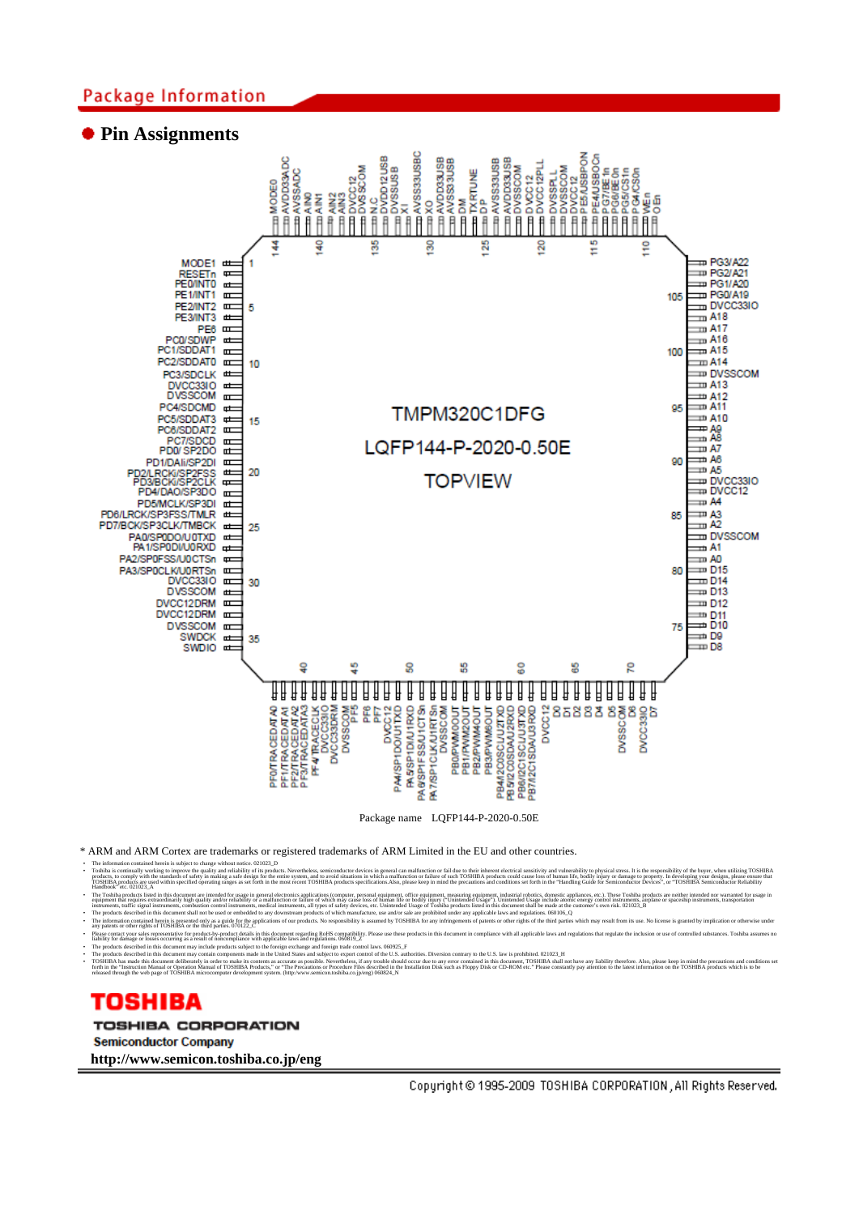## Package Information

### Pin Assignments

TMPM320C1DFG

LQFP144-P-2020-0.50E

TOPVIEW

MODE1
RESETn
PE0/INT0
PE1/INT1
PE2/INT2
PE3/INT3
PE6
PC0/SDWP
PC1/SDDAT1
PC2/SDDAT0
PC3/SDCLK
DVCC33IO
DVSSCOM
PC4/SDCMD
PC5/SDDAT3
PC6/SDDAT2
PC7/SDCD
PD0/SP2DO
PD1/DAIi/SP2DI
PD2/LRCKi/SP2FSS
PD3/BCKi/SP2CLK
PD4/DAO/SP3DO
PD5/MCLK/SP3DI
PD6/LRCK/SP3FSS/TMLR
PD7/BCK/SP3CLK/TMBCK
PA0/SP0DO/U0TXD
PA1/SP0DI/U0RXD
PA2/SP0FSS/U0CTSn
PA3/SP0CLK/U0RTSn
DVCC33IO
DVSSCOM
DVCC12DRM
DVCC12DRM
DVSSCOM
SWDCK
SWDIO

PF0/TRACEDATA0
PF1/TRACEDATA1
PF2/TRACEDATA2
PF3/TRACEDATA3
PF4/TRACECLK
DVCC33IO
DVCC33DRM
DVSSCOM
PF5
PF6
PF7
DVCC12
PA4/SP1DO/U1TXD
PA5/SP1DI/U1RXD
PA6/SP1FSS/U1CTSn
PA7/SP1CLK/U1RTSn
DVSSCOM
PB0/PWM0OUT
PB1/PWM2OUT
PB2/PWM4OUT
PB3/PWM6OUT
PB4/I2C0SCL/U2TXD
PB5/I2C0SDA/U2RXD
PB6/I2C1SCL/U3TXD
PB7/I2C1SDA/U3RXD
DVCC12
D0
D1
D2
D3
D4
D5
DVSSCOM
D6
DVCC33IO
D7

D8
D9
D10
D11
D12
D13
D14
D15
A0
A1
DVSSCOM
A2
A3
A4
DVCC12
DVCC33IO
A5
A6
A7
A8
A9
A10
A11
A12
A13
DVSSCOM
A14
A15
A16
A17
A18
DVCC33IO
PG0/A19
PG1/A20
PG2/A21
PG3/A22

OEn
WEn
PG4/CS0n
PG5/CS1n
PG6/BE0n
PG7/BE1n
PE4/USBOCn
PE5/USBPON
DVCC12
DVSSCOM
DVSSPLL
DVCC12PLL
DVCC12
DVSSCOM
AVDD33USB
AVSS33USB
TXRTUNE
DP
DM
AVSS33USB
AVDD33USB
XO
AVSS33USBC
XI
DVSSUSB
DVDD12USB
N.C
DVSSCOM
DVCC12
AIN3
AIN2
AIN1
AIN0
AVSSADC
AVDD33ADC
MODE0

1
5
10
15
20
25
30
35
40
45
50
55
60
65
70
75
80
85
90
95
100
105
110
115
120
125
130
135
140
144

Package name LQFP144-P-2020-0.50E

* ARM and ARM Cortex are trademarks or registered trademarks of ARM Limited in the EU and other countries.

- The information contained herein is subject to change without notice. 021023_D
- Toshiba is continually working to improve the quality and reliability of its products. Nevertheless, semiconductor devices in general can malfunction or fail due to their inherent electrical sensitivity and vulnerability to physical stress. It is the responsibility of the buyer, when utilizing TOSHIBA products, to comply with the standards of safety in making a safe design for the entire system, and to avoid situations in which a malfunction or failure of such TOSHIBA products could cause loss of human life, bodily injury or damage to property. In developing your designs, please ensure that TOSHIBA products are used within specified operating ranges as set forth in the most recent TOSHIBA products specifications.Also, please keep in mind the precautions and conditions set forth in the "Handling Guide for Semiconductor Devices", or "TOSHIBA Semiconductor Reliability Handbook" etc. 021023_A
- The Toshiba products listed in this document are intended for usage in general electronics applications (computer, personal equipment, office equipment, measuring equipment, industrial robotics, domestic appliances, etc.). These Toshiba products are neither intended nor warranted for usage in equipment that requires extraordinarily high quality and/or reliability or a malfunction or failure of which may cause loss of human life or bodily injury ("Unintended Usage"). Unintended Usage include atomic energy control instruments, airplane or spaceship instruments, transportation instruments, traffic signal instruments, combustion control instruments, medical instruments, all types of safety devices, etc. Unintended Usage of Toshiba products listed in this document shall be made at the customer's own risk. 021023_B
- The products described in this document shall not be used or embedded to any downstream products of which manufacture, use and/or sale are prohibited under any applicable laws and regulations. 060106_Q
- The information contained herein is presented only as a guide for the applications of our products. No responsibility is assumed by TOSHIBA for any infringements of patents or other rights of the third parties which may result from its use. No license is granted by implication or otherwise under any patents or other rights of TOSHIBA or the third parties. 070122_C
- Please contact your sales representative for product-by-product details in this document regarding RoHS compatibility. Please use these products in this document in compliance with all applicable laws and regulations that regulate the inclusion or use of controlled substances. Toshiba assumes no liability for damage or losses occurring as a result of noncompliance with applicable laws and regulations. 060819_Z
- The products described in this document may include products subject to the foreign exchange and foreign trade control laws. 060925_F
- The products described in this document may contain components made in the United States and subject to export control of the U.S. authorities. Diversion contrary to the U.S. law is prohibited. 021023_H
- TOSHIBA has made this document deliberately in order to make its contents as accurate as possible. Nevertheless, if any trouble should occur due to any error contained in this document, TOSHIBA shall not have any liability therefore. Also, please keep in mind the precautions and conditions set forth in the "Instruction Manual or Operation Manual of TOSHIBA Products," or "The Precautions or Procedure Files described in the Installation Disk such as Floppy Disk or CD-ROM etc." Please constantly pay attention to the latest information on the TOSHIBA products which is to be released through the web page of TOSHIBA microcomputer development system. (http://www.semicon.toshiba.co.jp/eng) 060824_N

**TOSHIBA**

**TOSHIBA CORPORATION**

**Semiconductor Company**

**http://www.semicon.toshiba.co.jp/eng**

Copyright © 1995-2009 TOSHIBA CORPORATION, All Rights Reserved.